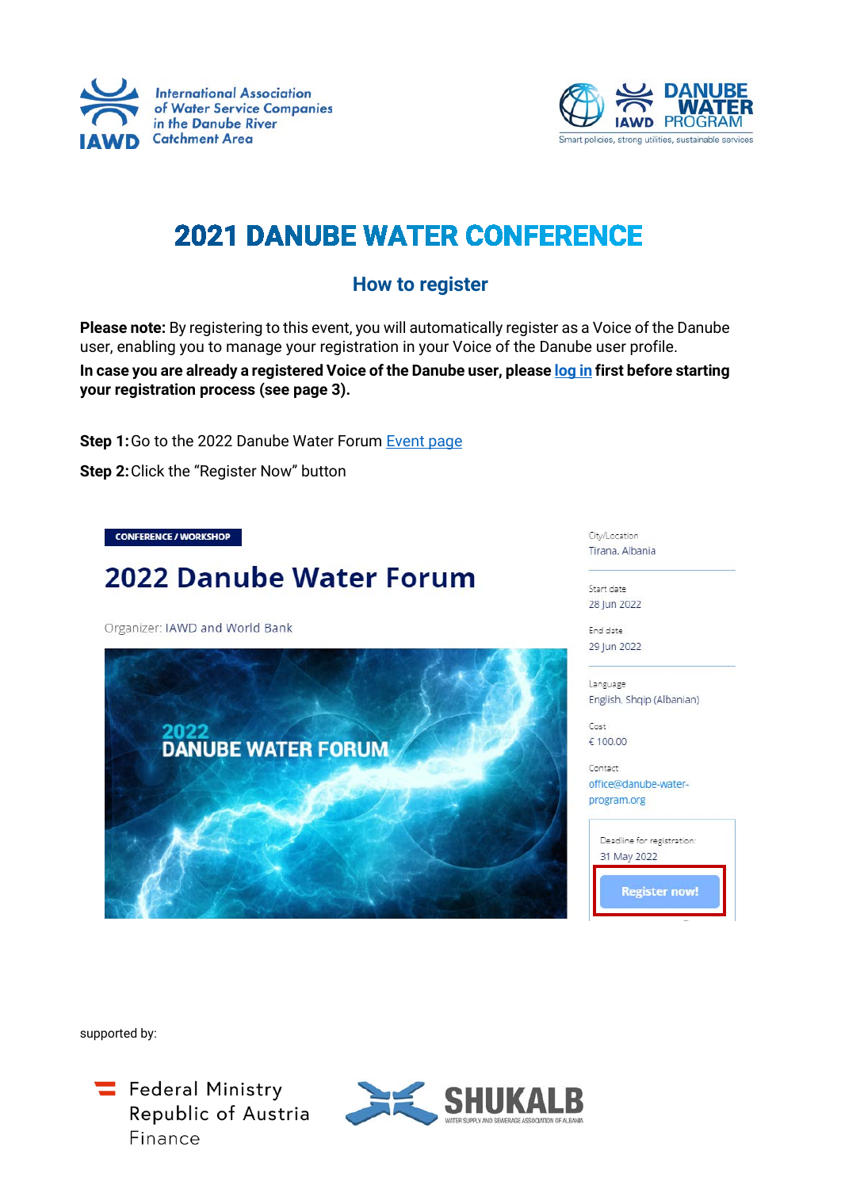International Association of Water Service Companies in the Danube River Catchment Area

DANUBE WATER PROGRAM
Smart policies, strong utilities, sustainable services

# 2021 DANUBE WATER CONFERENCE

## How to register

**Please note:** By registering to this event, you will automatically register as a Voice of the Danube user, enabling you to manage your registration in your Voice of the Danube user profile.

**In case you are already a registered Voice of the Danube user, please log in first before starting your registration process (see page 3).**

**Step 1:** Go to the 2022 Danube Water Forum Event page

**Step 2:** Click the "Register Now" button

CONFERENCE / WORKSHOP

2022 Danube Water Forum

Organizer: IAWD and World Bank

2022 DANUBE WATER FORUM

City/Location: Tirana, Albania

Start date: 28 Jun 2022

End date: 29 Jun 2022

Language: English, Shqip (Albanian)

Cost: € 100.00

Contact: office@danube-water-program.org

Deadline for registration: 31 May 2022

Register now!

supported by:

Federal Ministry Republic of Austria Finance

SHUKALB
WATER SUPPLY AND SEWERAGE ASSOCIATION OF ALBANIA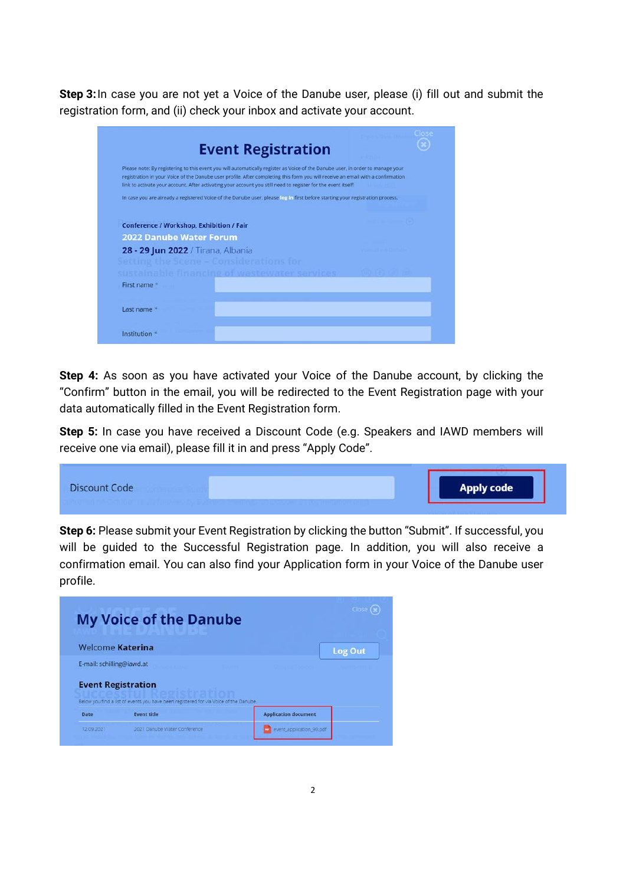**Step 3:** In case you are not yet a Voice of the Danube user, please (i) fill out and submit the registration form, and (ii) check your inbox and activate your account.

**Step 4:** As soon as you have activated your Voice of the Danube account, by clicking the "Confirm" button in the email, you will be redirected to the Event Registration page with your data automatically filled in the Event Registration form.

**Step 5:** In case you have received a Discount Code (e.g. Speakers and IAWD members will receive one via email), please fill it in and press "Apply Code".

**Step 6:** Please submit your Event Registration by clicking the button "Submit". If successful, you will be guided to the Successful Registration page. In addition, you will also receive a confirmation email. You can also find your Application form in your Voice of the Danube user profile.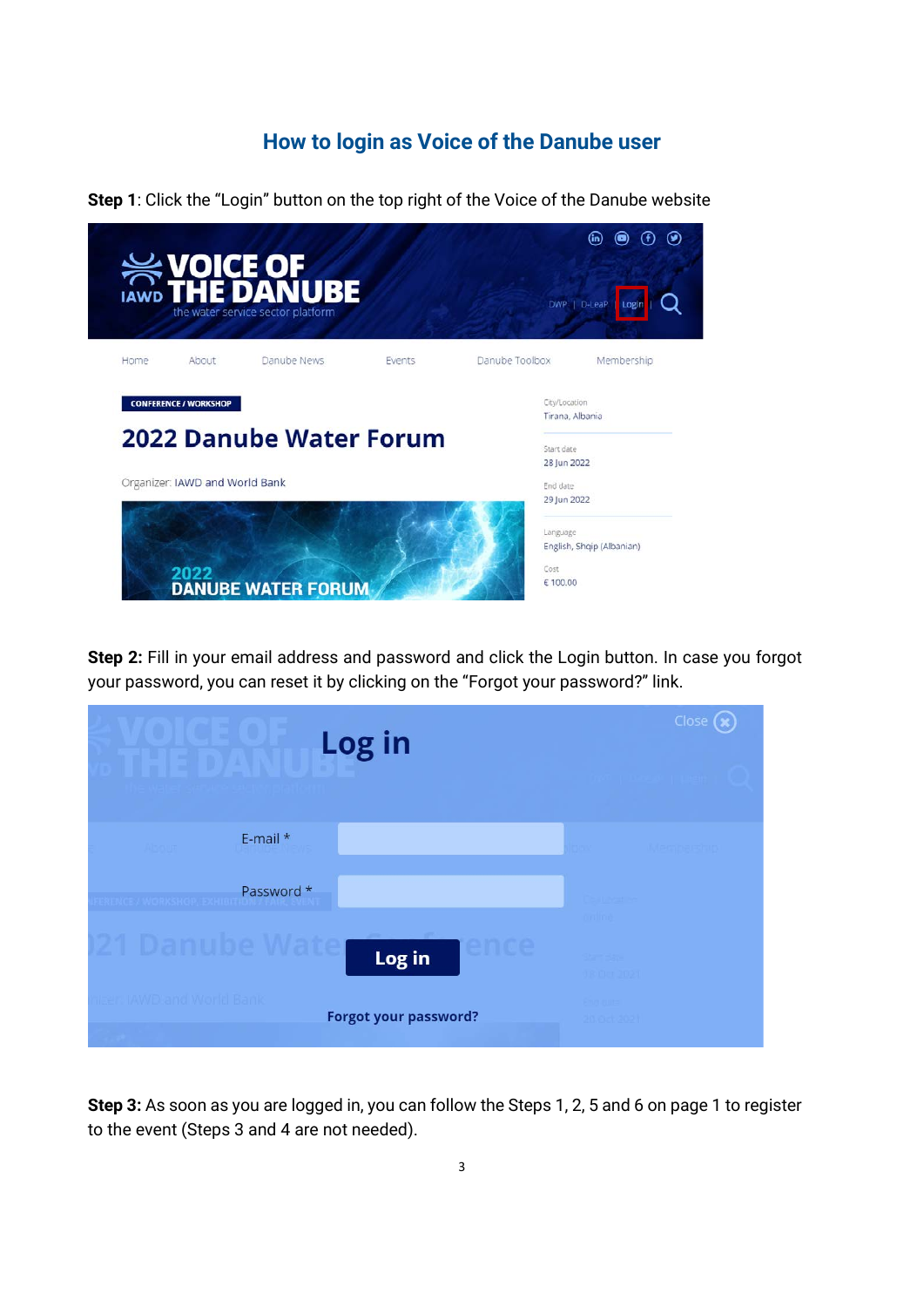## How to login as Voice of the Danube user

**Step 1**: Click the "Login" button on the top right of the Voice of the Danube website

**Step 2:** Fill in your email address and password and click the Login button. In case you forgot your password, you can reset it by clicking on the "Forgot your password?" link.

**Step 3:** As soon as you are logged in, you can follow the Steps 1, 2, 5 and 6 on page 1 to register to the event (Steps 3 and 4 are not needed).